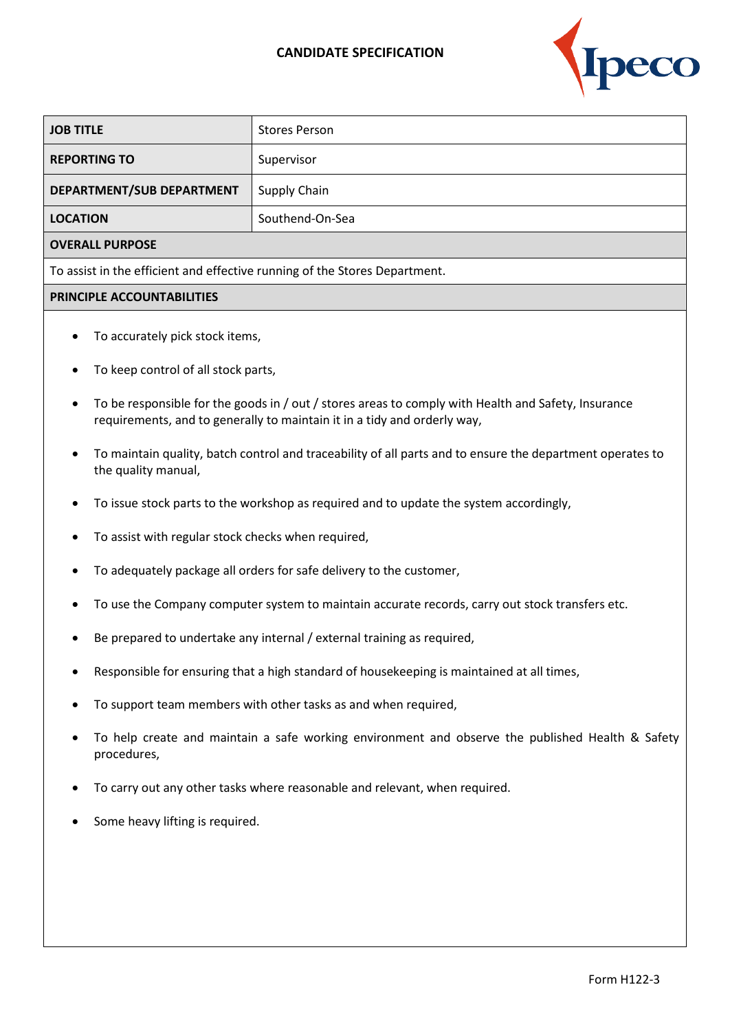# CANDIDATE SPECIFICATION

| **JOB TITLE** | Stores Person |
| --- | --- |
| **REPORTING TO** | Supervisor |
| **DEPARTMENT/SUB DEPARTMENT** | Supply Chain |
| **LOCATION** | Southend-On-Sea |

## OVERALL PURPOSE

To assist in the efficient and effective running of the Stores Department.

## PRINCIPLE ACCOUNTABILITIES

- To accurately pick stock items,
- To keep control of all stock parts,
- To be responsible for the goods in / out / stores areas to comply with Health and Safety, Insurance requirements, and to generally to maintain it in a tidy and orderly way,
- To maintain quality, batch control and traceability of all parts and to ensure the department operates to the quality manual,
- To issue stock parts to the workshop as required and to update the system accordingly,
- To assist with regular stock checks when required,
- To adequately package all orders for safe delivery to the customer,
- To use the Company computer system to maintain accurate records, carry out stock transfers etc.
- Be prepared to undertake any internal / external training as required,
- Responsible for ensuring that a high standard of housekeeping is maintained at all times,
- To support team members with other tasks as and when required,
- To help create and maintain a safe working environment and observe the published Health & Safety procedures,
- To carry out any other tasks where reasonable and relevant, when required.
- Some heavy lifting is required.

Form H122-3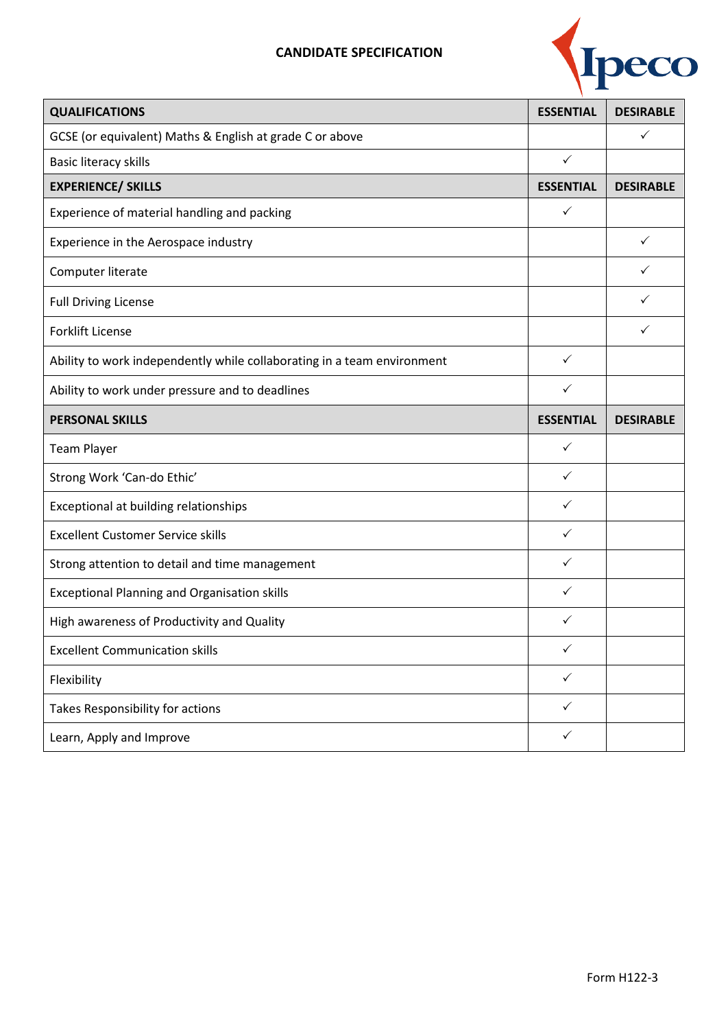# CANDIDATE SPECIFICATION

| QUALIFICATIONS | ESSENTIAL | DESIRABLE |
|---|---|---|
| GCSE (or equivalent) Maths & English at grade C or above | | ✓ |
| Basic literacy skills | ✓ | |
| **EXPERIENCE/ SKILLS** | **ESSENTIAL** | **DESIRABLE** |
| Experience of material handling and packing | ✓ | |
| Experience in the Aerospace industry | | ✓ |
| Computer literate | | ✓ |
| Full Driving License | | ✓ |
| Forklift License | | ✓ |
| Ability to work independently while collaborating in a team environment | ✓ | |
| Ability to work under pressure and to deadlines | ✓ | |
| **PERSONAL SKILLS** | **ESSENTIAL** | **DESIRABLE** |
| Team Player | ✓ | |
| Strong Work 'Can-do Ethic' | ✓ | |
| Exceptional at building relationships | ✓ | |
| Excellent Customer Service skills | ✓ | |
| Strong attention to detail and time management | ✓ | |
| Exceptional Planning and Organisation skills | ✓ | |
| High awareness of Productivity and Quality | ✓ | |
| Excellent Communication skills | ✓ | |
| Flexibility | ✓ | |
| Takes Responsibility for actions | ✓ | |
| Learn, Apply and Improve | ✓ | |

Form H122-3